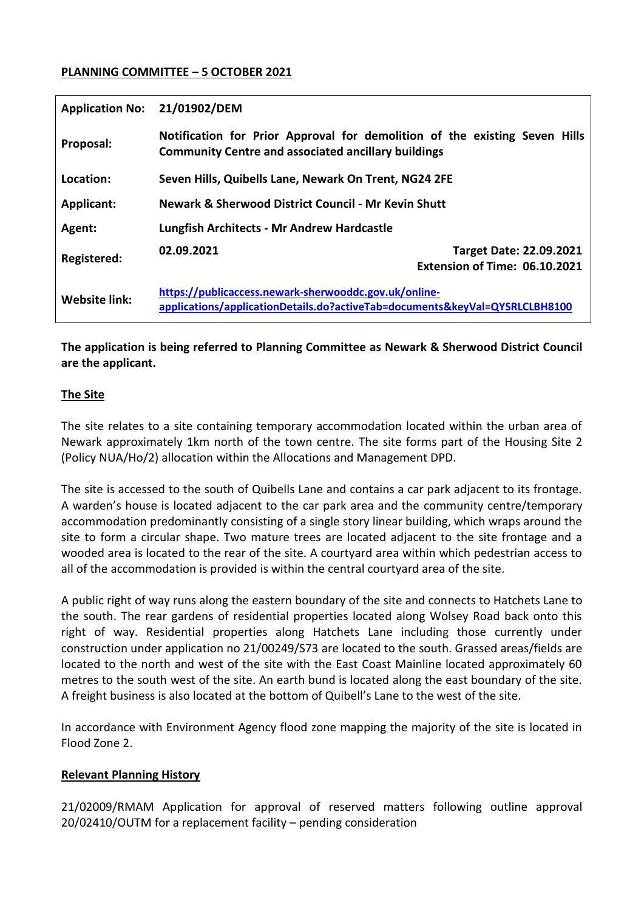**PLANNING COMMITTEE – 5 OCTOBER 2021**

| | | |
|---|---|---|
| **Application No:** | **21/01902/DEM** | |
| **Proposal:** | **Notification for Prior Approval for demolition of the existing Seven Hills Community Centre and associated ancillary buildings** | |
| **Location:** | **Seven Hills, Quibells Lane, Newark On Trent, NG24 2FE** | |
| **Applicant:** | **Newark & Sherwood District Council - Mr Kevin Shutt** | |
| **Agent:** | **Lungfish Architects - Mr Andrew Hardcastle** | |
| **Registered:** | **02.09.2021** | **Target Date: 22.09.2021**<br>**Extension of Time: 06.10.2021** |
| **Website link:** | [https://publicaccess.newark-sherwooddc.gov.uk/online-applications/applicationDetails.do?activeTab=documents&keyVal=QYSRLCLBH8100](https://publicaccess.newark-sherwooddc.gov.uk/online-applications/applicationDetails.do?activeTab=documents&keyVal=QYSRLCLBH8100) | |

**The application is being referred to Planning Committee as Newark & Sherwood District Council are the applicant.**

## The Site

The site relates to a site containing temporary accommodation located within the urban area of Newark approximately 1km north of the town centre. The site forms part of the Housing Site 2 (Policy NUA/Ho/2) allocation within the Allocations and Management DPD.

The site is accessed to the south of Quibells Lane and contains a car park adjacent to its frontage. A warden's house is located adjacent to the car park area and the community centre/temporary accommodation predominantly consisting of a single story linear building, which wraps around the site to form a circular shape. Two mature trees are located adjacent to the site frontage and a wooded area is located to the rear of the site. A courtyard area within which pedestrian access to all of the accommodation is provided is within the central courtyard area of the site.

A public right of way runs along the eastern boundary of the site and connects to Hatchets Lane to the south. The rear gardens of residential properties located along Wolsey Road back onto this right of way. Residential properties along Hatchets Lane including those currently under construction under application no 21/00249/S73 are located to the south. Grassed areas/fields are located to the north and west of the site with the East Coast Mainline located approximately 60 metres to the south west of the site. An earth bund is located along the east boundary of the site. A freight business is also located at the bottom of Quibell's Lane to the west of the site.

In accordance with Environment Agency flood zone mapping the majority of the site is located in Flood Zone 2.

## Relevant Planning History

21/02009/RMAM Application for approval of reserved matters following outline approval 20/02410/OUTM for a replacement facility – pending consideration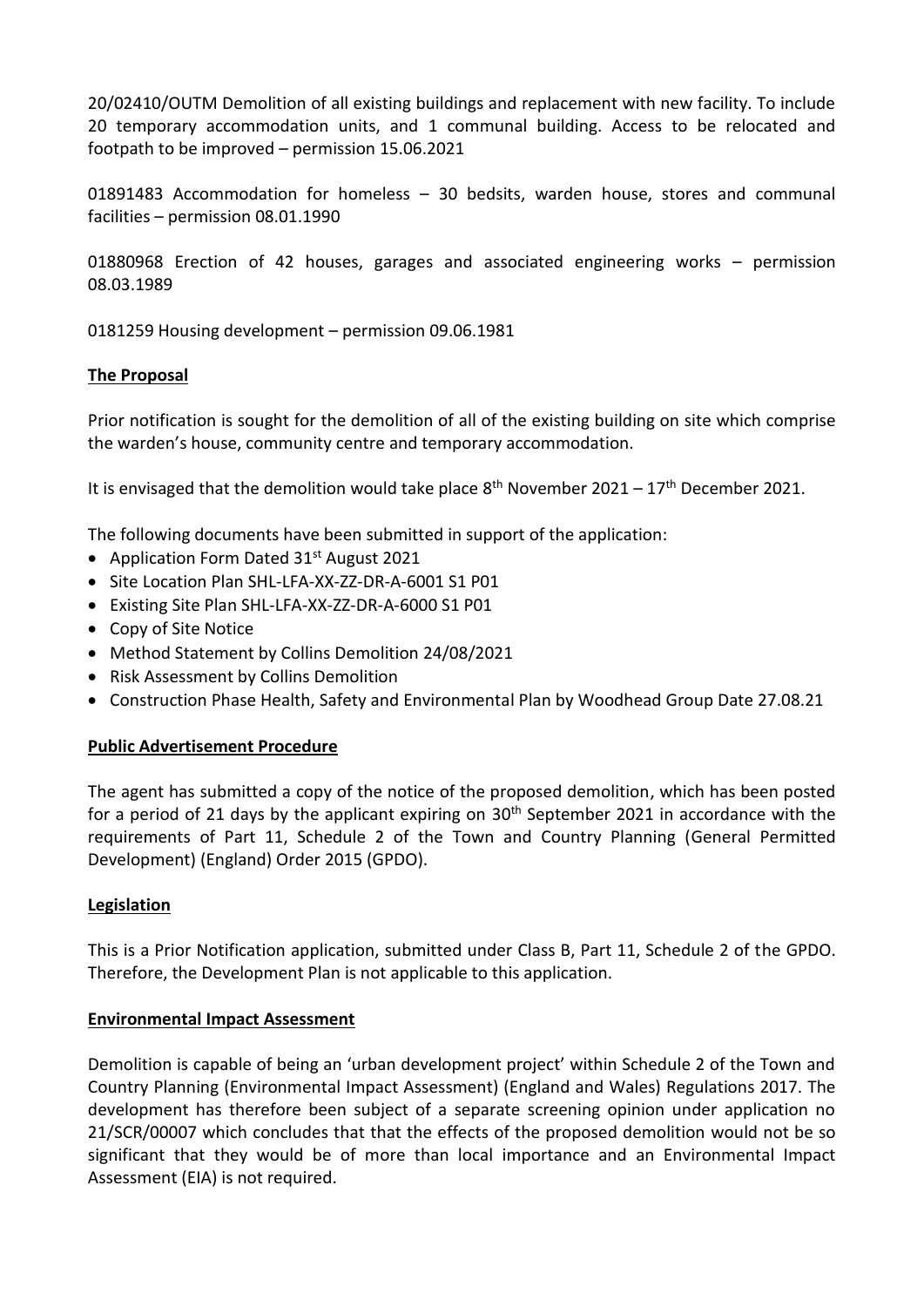20/02410/OUTM Demolition of all existing buildings and replacement with new facility. To include 20 temporary accommodation units, and 1 communal building. Access to be relocated and footpath to be improved – permission 15.06.2021

01891483 Accommodation for homeless – 30 bedsits, warden house, stores and communal facilities – permission 08.01.1990

01880968 Erection of 42 houses, garages and associated engineering works – permission 08.03.1989

0181259 Housing development – permission 09.06.1981

**The Proposal**

Prior notification is sought for the demolition of all of the existing building on site which comprise the warden's house, community centre and temporary accommodation.

It is envisaged that the demolition would take place 8th November 2021 – 17th December 2021.

The following documents have been submitted in support of the application:

- Application Form Dated 31st August 2021
- Site Location Plan SHL-LFA-XX-ZZ-DR-A-6001 S1 P01
- Existing Site Plan SHL-LFA-XX-ZZ-DR-A-6000 S1 P01
- Copy of Site Notice
- Method Statement by Collins Demolition 24/08/2021
- Risk Assessment by Collins Demolition
- Construction Phase Health, Safety and Environmental Plan by Woodhead Group Date 27.08.21

**Public Advertisement Procedure**

The agent has submitted a copy of the notice of the proposed demolition, which has been posted for a period of 21 days by the applicant expiring on 30th September 2021 in accordance with the requirements of Part 11, Schedule 2 of the Town and Country Planning (General Permitted Development) (England) Order 2015 (GPDO).

**Legislation**

This is a Prior Notification application, submitted under Class B, Part 11, Schedule 2 of the GPDO. Therefore, the Development Plan is not applicable to this application.

**Environmental Impact Assessment**

Demolition is capable of being an 'urban development project' within Schedule 2 of the Town and Country Planning (Environmental Impact Assessment) (England and Wales) Regulations 2017. The development has therefore been subject of a separate screening opinion under application no 21/SCR/00007 which concludes that that the effects of the proposed demolition would not be so significant that they would be of more than local importance and an Environmental Impact Assessment (EIA) is not required.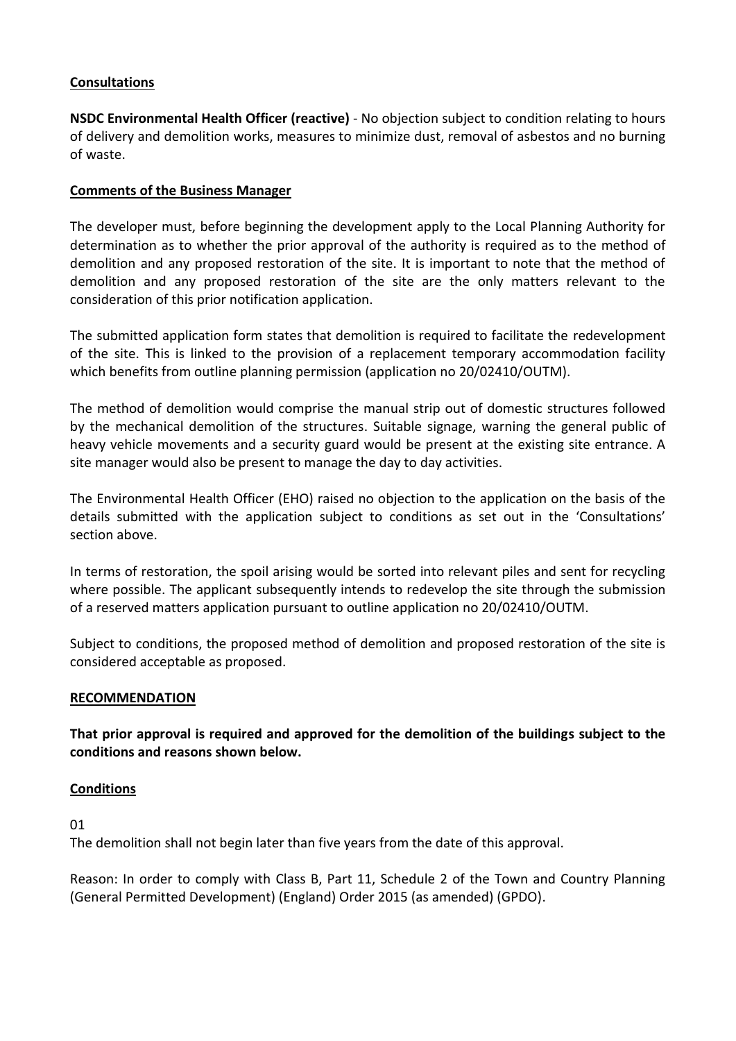**Consultations**

**NSDC Environmental Health Officer (reactive)** - No objection subject to condition relating to hours of delivery and demolition works, measures to minimize dust, removal of asbestos and no burning of waste.

**Comments of the Business Manager**

The developer must, before beginning the development apply to the Local Planning Authority for determination as to whether the prior approval of the authority is required as to the method of demolition and any proposed restoration of the site. It is important to note that the method of demolition and any proposed restoration of the site are the only matters relevant to the consideration of this prior notification application.

The submitted application form states that demolition is required to facilitate the redevelopment of the site. This is linked to the provision of a replacement temporary accommodation facility which benefits from outline planning permission (application no 20/02410/OUTM).

The method of demolition would comprise the manual strip out of domestic structures followed by the mechanical demolition of the structures. Suitable signage, warning the general public of heavy vehicle movements and a security guard would be present at the existing site entrance. A site manager would also be present to manage the day to day activities.

The Environmental Health Officer (EHO) raised no objection to the application on the basis of the details submitted with the application subject to conditions as set out in the 'Consultations' section above.

In terms of restoration, the spoil arising would be sorted into relevant piles and sent for recycling where possible. The applicant subsequently intends to redevelop the site through the submission of a reserved matters application pursuant to outline application no 20/02410/OUTM.

Subject to conditions, the proposed method of demolition and proposed restoration of the site is considered acceptable as proposed.

**RECOMMENDATION**

**That prior approval is required and approved for the demolition of the buildings subject to the conditions and reasons shown below.**

**Conditions**

01

The demolition shall not begin later than five years from the date of this approval.

Reason: In order to comply with Class B, Part 11, Schedule 2 of the Town and Country Planning (General Permitted Development) (England) Order 2015 (as amended) (GPDO).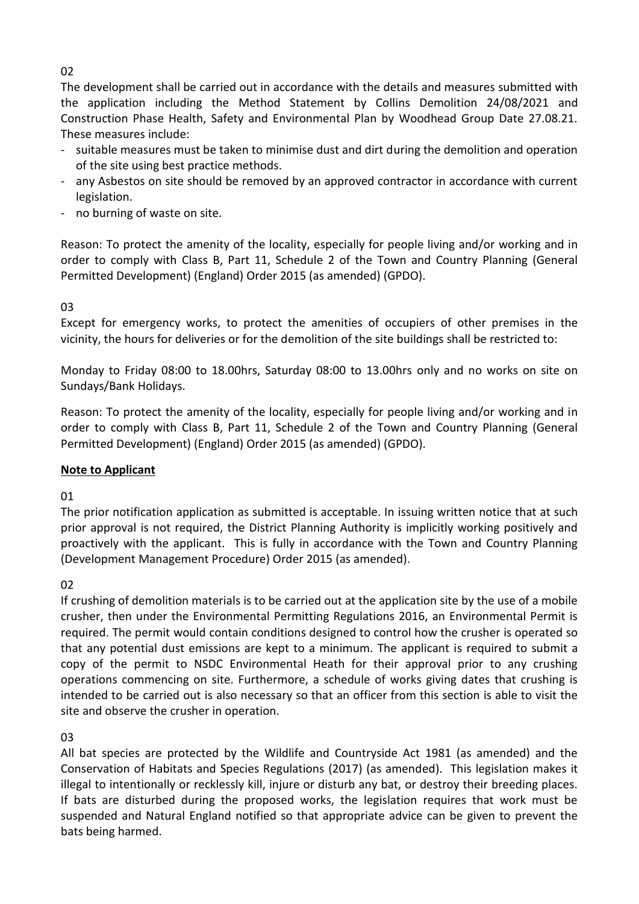02

The development shall be carried out in accordance with the details and measures submitted with the application including the Method Statement by Collins Demolition 24/08/2021 and Construction Phase Health, Safety and Environmental Plan by Woodhead Group Date 27.08.21. These measures include:

- suitable measures must be taken to minimise dust and dirt during the demolition and operation of the site using best practice methods.
- any Asbestos on site should be removed by an approved contractor in accordance with current legislation.
- no burning of waste on site.

Reason: To protect the amenity of the locality, especially for people living and/or working and in order to comply with Class B, Part 11, Schedule 2 of the Town and Country Planning (General Permitted Development) (England) Order 2015 (as amended) (GPDO).

03

Except for emergency works, to protect the amenities of occupiers of other premises in the vicinity, the hours for deliveries or for the demolition of the site buildings shall be restricted to:

Monday to Friday 08:00 to 18.00hrs, Saturday 08:00 to 13.00hrs only and no works on site on Sundays/Bank Holidays.

Reason: To protect the amenity of the locality, especially for people living and/or working and in order to comply with Class B, Part 11, Schedule 2 of the Town and Country Planning (General Permitted Development) (England) Order 2015 (as amended) (GPDO).

**Note to Applicant**

01

The prior notification application as submitted is acceptable. In issuing written notice that at such prior approval is not required, the District Planning Authority is implicitly working positively and proactively with the applicant. This is fully in accordance with the Town and Country Planning (Development Management Procedure) Order 2015 (as amended).

02

If crushing of demolition materials is to be carried out at the application site by the use of a mobile crusher, then under the Environmental Permitting Regulations 2016, an Environmental Permit is required. The permit would contain conditions designed to control how the crusher is operated so that any potential dust emissions are kept to a minimum. The applicant is required to submit a copy of the permit to NSDC Environmental Heath for their approval prior to any crushing operations commencing on site. Furthermore, a schedule of works giving dates that crushing is intended to be carried out is also necessary so that an officer from this section is able to visit the site and observe the crusher in operation.

03

All bat species are protected by the Wildlife and Countryside Act 1981 (as amended) and the Conservation of Habitats and Species Regulations (2017) (as amended). This legislation makes it illegal to intentionally or recklessly kill, injure or disturb any bat, or destroy their breeding places. If bats are disturbed during the proposed works, the legislation requires that work must be suspended and Natural England notified so that appropriate advice can be given to prevent the bats being harmed.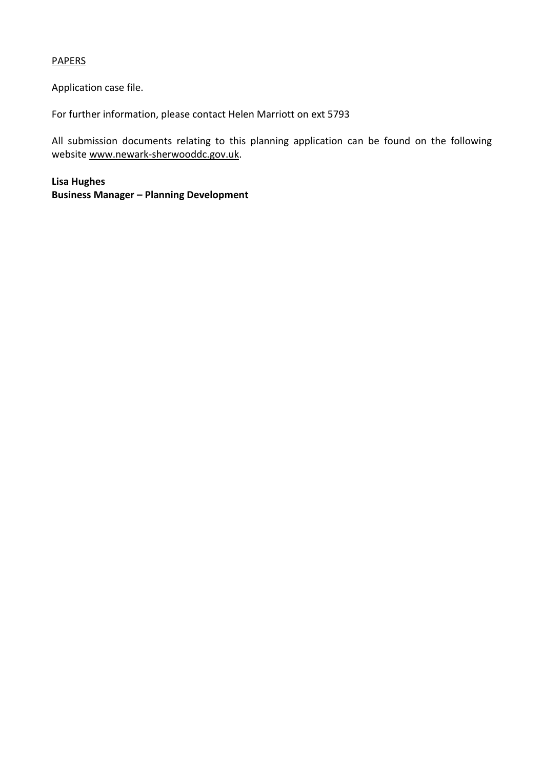PAPERS

Application case file.

For further information, please contact Helen Marriott on ext 5793

All submission documents relating to this planning application can be found on the following website www.newark-sherwooddc.gov.uk.

**Lisa Hughes**
**Business Manager – Planning Development**